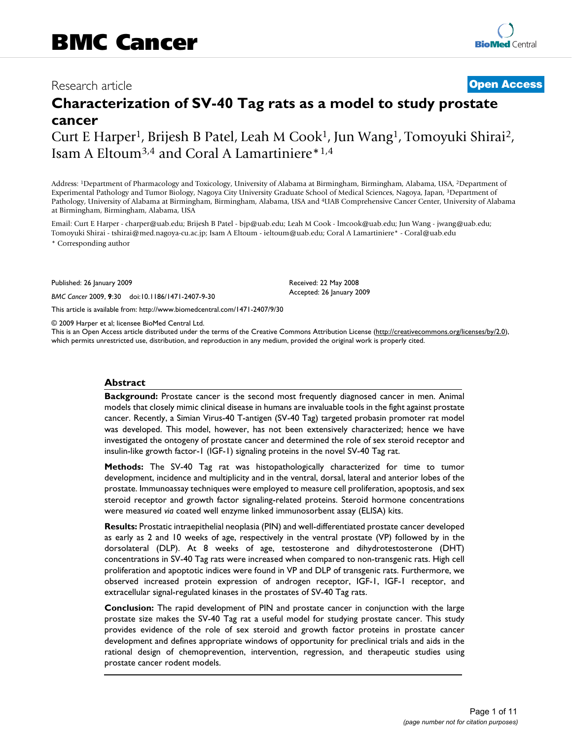Research article

**Open Access**

# Characterization of SV-40 Tag rats as a model to study prostate cancer

Curt E Harper[1], Brijesh B Patel, Leah M Cook[1], Jun Wang[1], Tomoyuki Shirai[2], Isam A Eltoum[3,4] and Coral A Lamartiniere*[1,4]

Address: [1]Department of Pharmacology and Toxicology, University of Alabama at Birmingham, Birmingham, Alabama, USA, [2]Department of Experimental Pathology and Tumor Biology, Nagoya City University Graduate School of Medical Sciences, Nagoya, Japan, [3]Department of Pathology, University of Alabama at Birmingham, Birmingham, Alabama, USA and [4]UAB Comprehensive Cancer Center, University of Alabama at Birmingham, Birmingham, Alabama, USA

Email: Curt E Harper - charper@uab.edu; Brijesh B Patel - bjp@uab.edu; Leah M Cook - lmcook@uab.edu; Jun Wang - jwang@uab.edu; Tomoyuki Shirai - tshirai@med.nagoya-cu.ac.jp; Isam A Eltoum - ieltoum@uab.edu; Coral A Lamartiniere* - Coral@uab.edu

* Corresponding author

Published: 26 January 2009

*BMC Cancer* 2009, **9**:30 doi:10.1186/1471-2407-9-30

Received: 22 May 2008

Accepted: 26 January 2009

This article is available from: http://www.biomedcentral.com/1471-2407/9/30

© 2009 Harper et al; licensee BioMed Central Ltd.

This is an Open Access article distributed under the terms of the Creative Commons Attribution License (http://creativecommons.org/licenses/by/2.0), which permits unrestricted use, distribution, and reproduction in any medium, provided the original work is properly cited.

## Abstract

**Background:** Prostate cancer is the second most frequently diagnosed cancer in men. Animal models that closely mimic clinical disease in humans are invaluable tools in the fight against prostate cancer. Recently, a Simian Virus-40 T-antigen (SV-40 Tag) targeted probasin promoter rat model was developed. This model, however, has not been extensively characterized; hence we have investigated the ontogeny of prostate cancer and determined the role of sex steroid receptor and insulin-like growth factor-1 (IGF-1) signaling proteins in the novel SV-40 Tag rat.

**Methods:** The SV-40 Tag rat was histopathologically characterized for time to tumor development, incidence and multiplicity and in the ventral, dorsal, lateral and anterior lobes of the prostate. Immunoassay techniques were employed to measure cell proliferation, apoptosis, and sex steroid receptor and growth factor signaling-related proteins. Steroid hormone concentrations were measured *via* coated well enzyme linked immunosorbent assay (ELISA) kits.

**Results:** Prostatic intraepithelial neoplasia (PIN) and well-differentiated prostate cancer developed as early as 2 and 10 weeks of age, respectively in the ventral prostate (VP) followed by in the dorsolateral (DLP). At 8 weeks of age, testosterone and dihydrotestosterone (DHT) concentrations in SV-40 Tag rats were increased when compared to non-transgenic rats. High cell proliferation and apoptotic indices were found in VP and DLP of transgenic rats. Furthermore, we observed increased protein expression of androgen receptor, IGF-1, IGF-1 receptor, and extracellular signal-regulated kinases in the prostates of SV-40 Tag rats.

**Conclusion:** The rapid development of PIN and prostate cancer in conjunction with the large prostate size makes the SV-40 Tag rat a useful model for studying prostate cancer. This study provides evidence of the role of sex steroid and growth factor proteins in prostate cancer development and defines appropriate windows of opportunity for preclinical trials and aids in the rational design of chemoprevention, intervention, regression, and therapeutic studies using prostate cancer rodent models.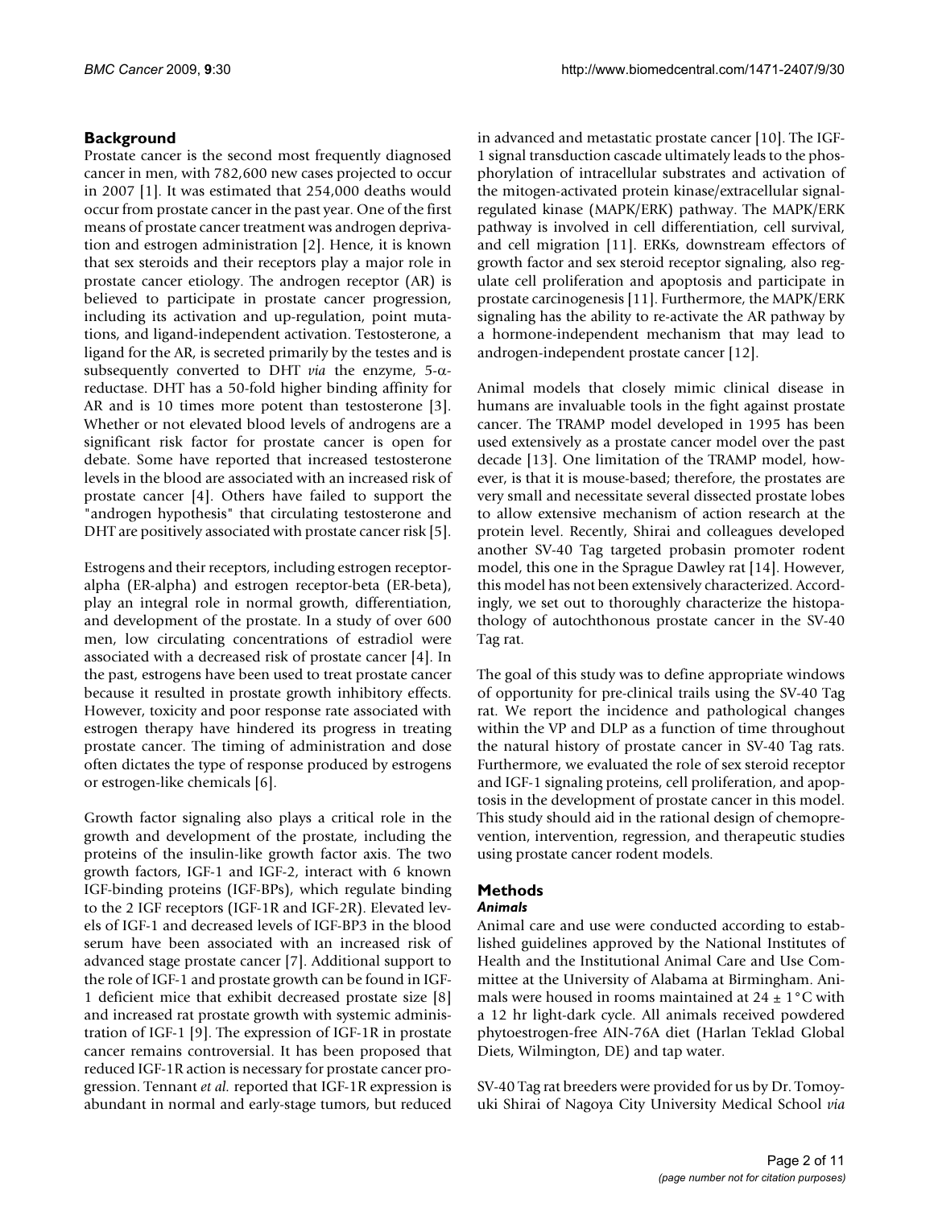## Background

Prostate cancer is the second most frequently diagnosed cancer in men, with 782,600 new cases projected to occur in 2007 [1]. It was estimated that 254,000 deaths would occur from prostate cancer in the past year. One of the first means of prostate cancer treatment was androgen deprivation and estrogen administration [2]. Hence, it is known that sex steroids and their receptors play a major role in prostate cancer etiology. The androgen receptor (AR) is believed to participate in prostate cancer progression, including its activation and up-regulation, point mutations, and ligand-independent activation. Testosterone, a ligand for the AR, is secreted primarily by the testes and is subsequently converted to DHT *via* the enzyme, 5-α-reductase. DHT has a 50-fold higher binding affinity for AR and is 10 times more potent than testosterone [3]. Whether or not elevated blood levels of androgens are a significant risk factor for prostate cancer is open for debate. Some have reported that increased testosterone levels in the blood are associated with an increased risk of prostate cancer [4]. Others have failed to support the "androgen hypothesis" that circulating testosterone and DHT are positively associated with prostate cancer risk [5].

Estrogens and their receptors, including estrogen receptor-alpha (ER-alpha) and estrogen receptor-beta (ER-beta), play an integral role in normal growth, differentiation, and development of the prostate. In a study of over 600 men, low circulating concentrations of estradiol were associated with a decreased risk of prostate cancer [4]. In the past, estrogens have been used to treat prostate cancer because it resulted in prostate growth inhibitory effects. However, toxicity and poor response rate associated with estrogen therapy have hindered its progress in treating prostate cancer. The timing of administration and dose often dictates the type of response produced by estrogens or estrogen-like chemicals [6].

Growth factor signaling also plays a critical role in the growth and development of the prostate, including the proteins of the insulin-like growth factor axis. The two growth factors, IGF-1 and IGF-2, interact with 6 known IGF-binding proteins (IGF-BPs), which regulate binding to the 2 IGF receptors (IGF-1R and IGF-2R). Elevated levels of IGF-1 and decreased levels of IGF-BP3 in the blood serum have been associated with an increased risk of advanced stage prostate cancer [7]. Additional support to the role of IGF-1 and prostate growth can be found in IGF-1 deficient mice that exhibit decreased prostate size [8] and increased rat prostate growth with systemic administration of IGF-1 [9]. The expression of IGF-1R in prostate cancer remains controversial. It has been proposed that reduced IGF-1R action is necessary for prostate cancer progression. Tennant *et al.* reported that IGF-1R expression is abundant in normal and early-stage tumors, but reduced in advanced and metastatic prostate cancer [10]. The IGF-1 signal transduction cascade ultimately leads to the phosphorylation of intracellular substrates and activation of the mitogen-activated protein kinase/extracellular signal-regulated kinase (MAPK/ERK) pathway. The MAPK/ERK pathway is involved in cell differentiation, cell survival, and cell migration [11]. ERKs, downstream effectors of growth factor and sex steroid receptor signaling, also regulate cell proliferation and apoptosis and participate in prostate carcinogenesis [11]. Furthermore, the MAPK/ERK signaling has the ability to re-activate the AR pathway by a hormone-independent mechanism that may lead to androgen-independent prostate cancer [12].

Animal models that closely mimic clinical disease in humans are invaluable tools in the fight against prostate cancer. The TRAMP model developed in 1995 has been used extensively as a prostate cancer model over the past decade [13]. One limitation of the TRAMP model, however, is that it is mouse-based; therefore, the prostates are very small and necessitate several dissected prostate lobes to allow extensive mechanism of action research at the protein level. Recently, Shirai and colleagues developed another SV-40 Tag targeted probasin promoter rodent model, this one in the Sprague Dawley rat [14]. However, this model has not been extensively characterized. Accordingly, we set out to thoroughly characterize the histopathology of autochthonous prostate cancer in the SV-40 Tag rat.

The goal of this study was to define appropriate windows of opportunity for pre-clinical trails using the SV-40 Tag rat. We report the incidence and pathological changes within the VP and DLP as a function of time throughout the natural history of prostate cancer in SV-40 Tag rats. Furthermore, we evaluated the role of sex steroid receptor and IGF-1 signaling proteins, cell proliferation, and apoptosis in the development of prostate cancer in this model. This study should aid in the rational design of chemoprevention, intervention, regression, and therapeutic studies using prostate cancer rodent models.

## Methods

### *Animals*

Animal care and use were conducted according to established guidelines approved by the National Institutes of Health and the Institutional Animal Care and Use Committee at the University of Alabama at Birmingham. Animals were housed in rooms maintained at 24 ± 1°C with a 12 hr light-dark cycle. All animals received powdered phytoestrogen-free AIN-76A diet (Harlan Teklad Global Diets, Wilmington, DE) and tap water.

SV-40 Tag rat breeders were provided for us by Dr. Tomoyuki Shirai of Nagoya City University Medical School *via*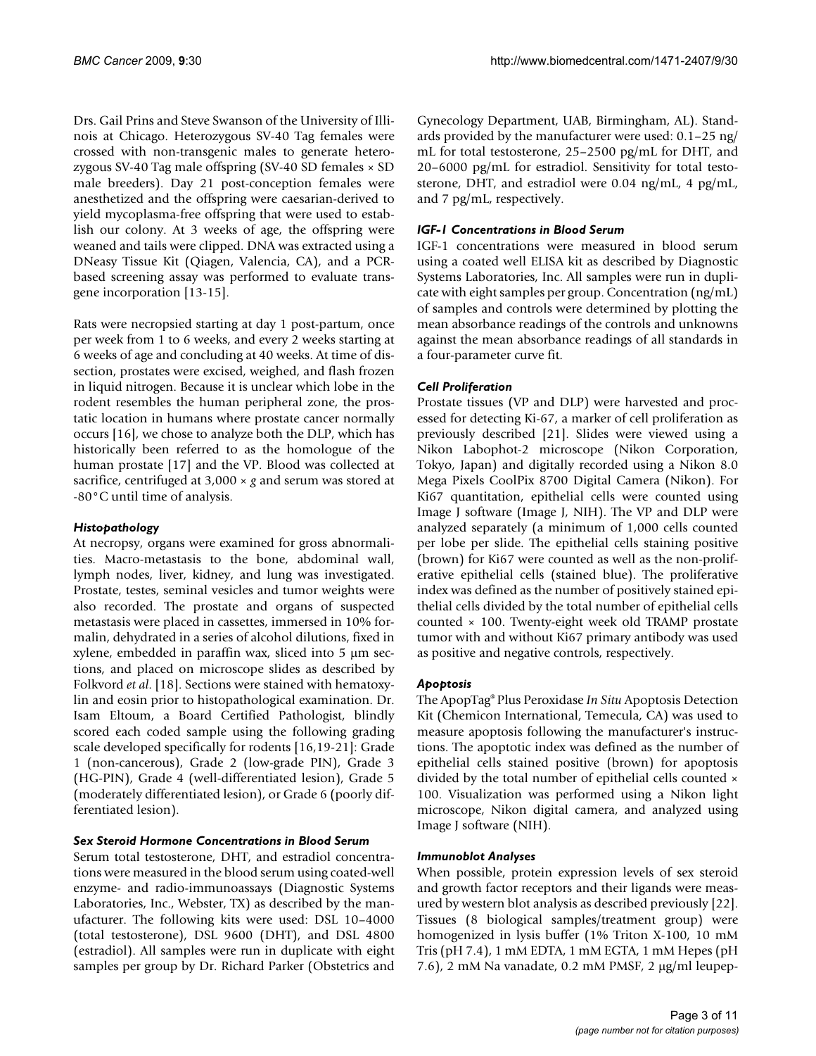Drs. Gail Prins and Steve Swanson of the University of Illinois at Chicago. Heterozygous SV-40 Tag females were crossed with non-transgenic males to generate heterozygous SV-40 Tag male offspring (SV-40 SD females × SD male breeders). Day 21 post-conception females were anesthetized and the offspring were caesarian-derived to yield mycoplasma-free offspring that were used to establish our colony. At 3 weeks of age, the offspring were weaned and tails were clipped. DNA was extracted using a DNeasy Tissue Kit (Qiagen, Valencia, CA), and a PCR-based screening assay was performed to evaluate transgene incorporation [13-15].

Rats were necropsied starting at day 1 post-partum, once per week from 1 to 6 weeks, and every 2 weeks starting at 6 weeks of age and concluding at 40 weeks. At time of dissection, prostates were excised, weighed, and flash frozen in liquid nitrogen. Because it is unclear which lobe in the rodent resembles the human peripheral zone, the prostatic location in humans where prostate cancer normally occurs [16], we chose to analyze both the DLP, which has historically been referred to as the homologue of the human prostate [17] and the VP. Blood was collected at sacrifice, centrifuged at 3,000 × *g* and serum was stored at -80°C until time of analysis.

### *Histopathology*

At necropsy, organs were examined for gross abnormalities. Macro-metastasis to the bone, abdominal wall, lymph nodes, liver, kidney, and lung was investigated. Prostate, testes, seminal vesicles and tumor weights were also recorded. The prostate and organs of suspected metastasis were placed in cassettes, immersed in 10% formalin, dehydrated in a series of alcohol dilutions, fixed in xylene, embedded in paraffin wax, sliced into 5 μm sections, and placed on microscope slides as described by Folkvord *et al*. [18]. Sections were stained with hematoxylin and eosin prior to histopathological examination. Dr. Isam Eltoum, a Board Certified Pathologist, blindly scored each coded sample using the following grading scale developed specifically for rodents [16,19-21]: Grade 1 (non-cancerous), Grade 2 (low-grade PIN), Grade 3 (HG-PIN), Grade 4 (well-differentiated lesion), Grade 5 (moderately differentiated lesion), or Grade 6 (poorly differentiated lesion).

### *Sex Steroid Hormone Concentrations in Blood Serum*

Serum total testosterone, DHT, and estradiol concentrations were measured in the blood serum using coated-well enzyme- and radio-immunoassays (Diagnostic Systems Laboratories, Inc., Webster, TX) as described by the manufacturer. The following kits were used: DSL 10–4000 (total testosterone), DSL 9600 (DHT), and DSL 4800 (estradiol). All samples were run in duplicate with eight samples per group by Dr. Richard Parker (Obstetrics and Gynecology Department, UAB, Birmingham, AL). Standards provided by the manufacturer were used: 0.1–25 ng/mL for total testosterone, 25–2500 pg/mL for DHT, and 20–6000 pg/mL for estradiol. Sensitivity for total testosterone, DHT, and estradiol were 0.04 ng/mL, 4 pg/mL, and 7 pg/mL, respectively.

### *IGF-1 Concentrations in Blood Serum*

IGF-1 concentrations were measured in blood serum using a coated well ELISA kit as described by Diagnostic Systems Laboratories, Inc. All samples were run in duplicate with eight samples per group. Concentration (ng/mL) of samples and controls were determined by plotting the mean absorbance readings of the controls and unknowns against the mean absorbance readings of all standards in a four-parameter curve fit.

### *Cell Proliferation*

Prostate tissues (VP and DLP) were harvested and processed for detecting Ki-67, a marker of cell proliferation as previously described [21]. Slides were viewed using a Nikon Labophot-2 microscope (Nikon Corporation, Tokyo, Japan) and digitally recorded using a Nikon 8.0 Mega Pixels CoolPix 8700 Digital Camera (Nikon). For Ki67 quantitation, epithelial cells were counted using Image J software (Image J, NIH). The VP and DLP were analyzed separately (a minimum of 1,000 cells counted per lobe per slide. The epithelial cells staining positive (brown) for Ki67 were counted as well as the non-proliferative epithelial cells (stained blue). The proliferative index was defined as the number of positively stained epithelial cells divided by the total number of epithelial cells counted × 100. Twenty-eight week old TRAMP prostate tumor with and without Ki67 primary antibody was used as positive and negative controls, respectively.

### *Apoptosis*

The ApopTag® Plus Peroxidase *In Situ* Apoptosis Detection Kit (Chemicon International, Temecula, CA) was used to measure apoptosis following the manufacturer's instructions. The apoptotic index was defined as the number of epithelial cells stained positive (brown) for apoptosis divided by the total number of epithelial cells counted × 100. Visualization was performed using a Nikon light microscope, Nikon digital camera, and analyzed using Image J software (NIH).

### *Immunoblot Analyses*

When possible, protein expression levels of sex steroid and growth factor receptors and their ligands were measured by western blot analysis as described previously [22]. Tissues (8 biological samples/treatment group) were homogenized in lysis buffer (1% Triton X-100, 10 mM Tris (pH 7.4), 1 mM EDTA, 1 mM EGTA, 1 mM Hepes (pH 7.6), 2 mM Na vanadate, 0.2 mM PMSF, 2 μg/ml leupep-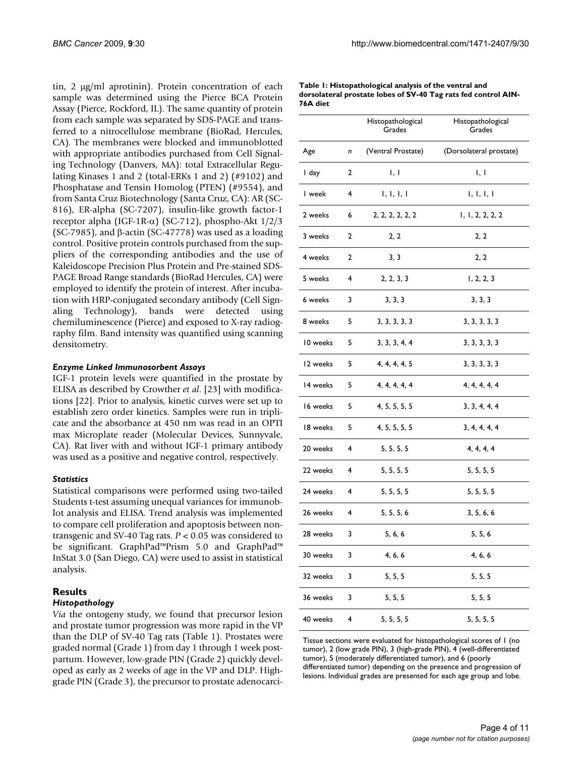tin, 2 μg/ml aprotinin). Protein concentration of each sample was determined using the Pierce BCA Protein Assay (Pierce, Rockford, IL). The same quantity of protein from each sample was separated by SDS-PAGE and transferred to a nitrocellulose membrane (BioRad, Hercules, CA). The membranes were blocked and immunoblotted with appropriate antibodies purchased from Cell Signaling Technology (Danvers, MA): total Extracellular Regulating Kinases 1 and 2 (total-ERKs 1 and 2) (#9102) and Phosphatase and Tensin Homolog (PTEN) (#9554), and from Santa Cruz Biotechnology (Santa Cruz, CA): AR (SC-816), ER-alpha (SC-7207), insulin-like growth factor-1 receptor alpha (IGF-1R-α) (SC-712), phospho-Akt 1/2/3 (SC-7985), and β-actin (SC-47778) was used as a loading control. Positive protein controls purchased from the suppliers of the corresponding antibodies and the use of Kaleidoscope Precision Plus Protein and Pre-stained SDS-PAGE Broad Range standards (BioRad Hercules, CA) were employed to identify the protein of interest. After incubation with HRP-conjugated secondary antibody (Cell Signaling Technology), bands were detected using chemiluminescence (Pierce) and exposed to X-ray radiography film. Band intensity was quantified using scanning densitometry.

### *Enzyme Linked Immunosorbent Assays*

IGF-1 protein levels were quantified in the prostate by ELISA as described by Crowther *et al*. [23] with modifications [22]. Prior to analysis, kinetic curves were set up to establish zero order kinetics. Samples were run in triplicate and the absorbance at 450 nm was read in an OPTI max Microplate reader (Molecular Devices, Sunnyvale, CA). Rat liver with and without IGF-1 primary antibody was used as a positive and negative control, respectively.

### *Statistics*

Statistical comparisons were performed using two-tailed Students t-test assuming unequal variances for immunoblot analysis and ELISA. Trend analysis was implemented to compare cell proliferation and apoptosis between non-transgenic and SV-40 Tag rats. $P < 0.05$ was considered to be significant. GraphPad™Prism 5.0 and GraphPad™ InStat 3.0 (San Diego, CA) were used to assist in statistical analysis.

## Results

### *Histopathology*

*Via* the ontogeny study, we found that precursor lesion and prostate tumor progression was more rapid in the VP than the DLP of SV-40 Tag rats (Table 1). Prostates were graded normal (Grade 1) from day 1 through 1 week post-partum. However, low-grade PIN (Grade 2) quickly developed as early as 2 weeks of age in the VP and DLP. High-grade PIN (Grade 3), the precursor to prostate adenocarci-

**Table 1: Histopathological analysis of the ventral and dorsolateral prostate lobes of SV-40 Tag rats fed control AIN-76A diet**

| | | Histopathological Grades | Histopathological Grades |
|---|---|---|---|
| Age | *n* | (Ventral Prostate) | (Dorsolateral prostate) |
| 1 day | 2 | 1, 1 | 1, 1 |
| 1 week | 4 | 1, 1, 1, 1 | 1, 1, 1, 1 |
| 2 weeks | 6 | 2, 2, 2, 2, 2, 2 | 1, 1, 2, 2, 2, 2 |
| 3 weeks | 2 | 2, 2 | 2, 2 |
| 4 weeks | 2 | 3, 3 | 2, 2 |
| 5 weeks | 4 | 2, 2, 3, 3 | 1, 2, 2, 3 |
| 6 weeks | 3 | 3, 3, 3 | 3, 3, 3 |
| 8 weeks | 5 | 3, 3, 3, 3, 3 | 3, 3, 3, 3, 3 |
| 10 weeks | 5 | 3, 3, 3, 4, 4 | 3, 3, 3, 3, 3 |
| 12 weeks | 5 | 4, 4, 4, 4, 5 | 3, 3, 3, 3, 3 |
| 14 weeks | 5 | 4, 4, 4, 4, 4 | 4, 4, 4, 4, 4 |
| 16 weeks | 5 | 4, 5, 5, 5, 5 | 3, 3, 4, 4, 4 |
| 18 weeks | 5 | 4, 5, 5, 5, 5 | 3, 4, 4, 4, 4 |
| 20 weeks | 4 | 5, 5, 5, 5 | 4, 4, 4, 4 |
| 22 weeks | 4 | 5, 5, 5, 5 | 5, 5, 5, 5 |
| 24 weeks | 4 | 5, 5, 5, 5 | 5, 5, 5, 5 |
| 26 weeks | 4 | 5, 5, 5, 6 | 3, 5, 6, 6 |
| 28 weeks | 3 | 5, 6, 6 | 5, 5, 6 |
| 30 weeks | 3 | 4, 6, 6 | 4, 6, 6 |
| 32 weeks | 3 | 5, 5, 5 | 5, 5, 5 |
| 36 weeks | 3 | 5, 5, 5 | 5, 5, 5 |
| 40 weeks | 4 | 5, 5, 5, 5 | 5, 5, 5, 5 |

Tissue sections were evaluated for histopathological scores of 1 (no tumor), 2 (low grade PIN), 3 (high-grade PIN), 4 (well-differentiated tumor), 5 (moderately differentiated tumor), and 6 (poorly differentiated tumor) depending on the presence and progression of lesions. Individual grades are presented for each age group and lobe.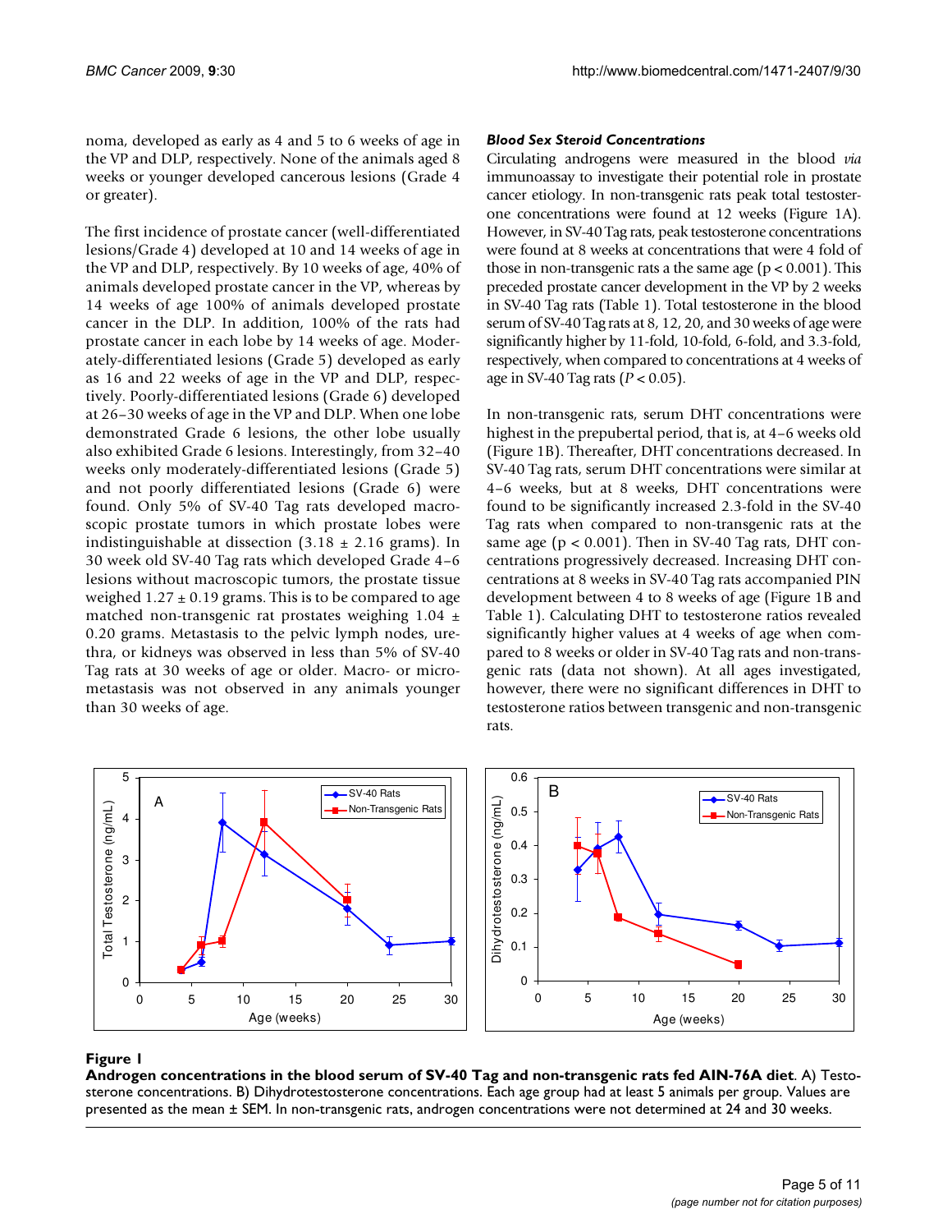noma, developed as early as 4 and 5 to 6 weeks of age in the VP and DLP, respectively. None of the animals aged 8 weeks or younger developed cancerous lesions (Grade 4 or greater).

The first incidence of prostate cancer (well-differentiated lesions/Grade 4) developed at 10 and 14 weeks of age in the VP and DLP, respectively. By 10 weeks of age, 40% of animals developed prostate cancer in the VP, whereas by 14 weeks of age 100% of animals developed prostate cancer in the DLP. In addition, 100% of the rats had prostate cancer in each lobe by 14 weeks of age. Moderately-differentiated lesions (Grade 5) developed as early as 16 and 22 weeks of age in the VP and DLP, respectively. Poorly-differentiated lesions (Grade 6) developed at 26–30 weeks of age in the VP and DLP. When one lobe demonstrated Grade 6 lesions, the other lobe usually also exhibited Grade 6 lesions. Interestingly, from 32–40 weeks only moderately-differentiated lesions (Grade 5) and not poorly differentiated lesions (Grade 6) were found. Only 5% of SV-40 Tag rats developed macroscopic prostate tumors in which prostate lobes were indistinguishable at dissection ($3.18 \pm 2.16$ grams). In 30 week old SV-40 Tag rats which developed Grade 4–6 lesions without macroscopic tumors, the prostate tissue weighed $1.27 \pm 0.19$ grams. This is to be compared to age matched non-transgenic rat prostates weighing $1.04 \pm 0.20$ grams. Metastasis to the pelvic lymph nodes, urethra, or kidneys was observed in less than 5% of SV-40 Tag rats at 30 weeks of age or older. Macro- or micrometastasis was not observed in any animals younger than 30 weeks of age.

### *Blood Sex Steroid Concentrations*

Circulating androgens were measured in the blood *via* immunoassay to investigate their potential role in prostate cancer etiology. In non-transgenic rats peak total testosterone concentrations were found at 12 weeks (Figure 1A). However, in SV-40 Tag rats, peak testosterone concentrations were found at 8 weeks at concentrations that were 4 fold of those in non-transgenic rats a the same age ($p < 0.001$). This preceded prostate cancer development in the VP by 2 weeks in SV-40 Tag rats (Table 1). Total testosterone in the blood serum of SV-40 Tag rats at 8, 12, 20, and 30 weeks of age were significantly higher by 11-fold, 10-fold, 6-fold, and 3.3-fold, respectively, when compared to concentrations at 4 weeks of age in SV-40 Tag rats ($P < 0.05$).

In non-transgenic rats, serum DHT concentrations were highest in the prepubertal period, that is, at 4–6 weeks old (Figure 1B). Thereafter, DHT concentrations decreased. In SV-40 Tag rats, serum DHT concentrations were similar at 4–6 weeks, but at 8 weeks, DHT concentrations were found to be significantly increased 2.3-fold in the SV-40 Tag rats when compared to non-transgenic rats at the same age ($p < 0.001$). Then in SV-40 Tag rats, DHT concentrations progressively decreased. Increasing DHT concentrations at 8 weeks in SV-40 Tag rats accompanied PIN development between 4 to 8 weeks of age (Figure 1B and Table 1). Calculating DHT to testosterone ratios revealed significantly higher values at 4 weeks of age when compared to 8 weeks or older in SV-40 Tag rats and non-transgenic rats (data not shown). At all ages investigated, however, there were no significant differences in DHT to testosterone ratios between transgenic and non-transgenic rats.

**Figure 1**

**Androgen concentrations in the blood serum of SV-40 Tag and non-transgenic rats fed AIN-76A diet**. A) Testosterone concentrations. B) Dihydrotestosterone concentrations. Each age group had at least 5 animals per group. Values are presented as the mean ± SEM. In non-transgenic rats, androgen concentrations were not determined at 24 and 30 weeks.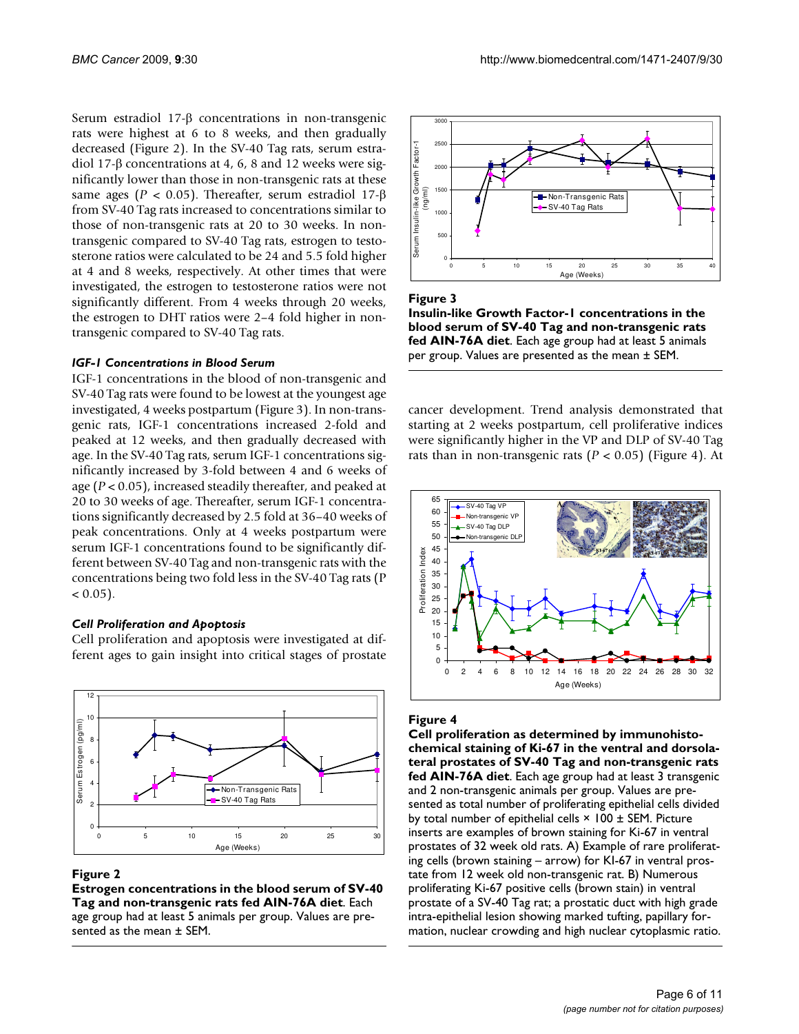Serum estradiol 17-β concentrations in non-transgenic rats were highest at 6 to 8 weeks, and then gradually decreased (Figure 2). In the SV-40 Tag rats, serum estradiol 17-β concentrations at 4, 6, 8 and 12 weeks were significantly lower than those in non-transgenic rats at these same ages ($P < 0.05$). Thereafter, serum estradiol 17-β from SV-40 Tag rats increased to concentrations similar to those of non-transgenic rats at 20 to 30 weeks. In non-transgenic compared to SV-40 Tag rats, estrogen to testosterone ratios were calculated to be 24 and 5.5 fold higher at 4 and 8 weeks, respectively. At other times that were investigated, the estrogen to testosterone ratios were not significantly different. From 4 weeks through 20 weeks, the estrogen to DHT ratios were 2–4 fold higher in non-transgenic compared to SV-40 Tag rats.

### *IGF-I Concentrations in Blood Serum*

IGF-1 concentrations in the blood of non-transgenic and SV-40 Tag rats were found to be lowest at the youngest age investigated, 4 weeks postpartum (Figure 3). In non-transgenic rats, IGF-1 concentrations increased 2-fold and peaked at 12 weeks, and then gradually decreased with age. In the SV-40 Tag rats, serum IGF-1 concentrations significantly increased by 3-fold between 4 and 6 weeks of age ($P < 0.05$), increased steadily thereafter, and peaked at 20 to 30 weeks of age. Thereafter, serum IGF-1 concentrations significantly decreased by 2.5 fold at 36–40 weeks of peak concentrations. Only at 4 weeks postpartum were serum IGF-1 concentrations found to be significantly different between SV-40 Tag and non-transgenic rats with the concentrations being two fold less in the SV-40 Tag rats ($P < 0.05$).

### *Cell Proliferation and Apoptosis*

Cell proliferation and apoptosis were investigated at different ages to gain insight into critical stages of prostate cancer development. Trend analysis demonstrated that starting at 2 weeks postpartum, cell proliferative indices were significantly higher in the VP and DLP of SV-40 Tag rats than in non-transgenic rats ($P < 0.05$) (Figure 4). At

**Figure 2**
**Estrogen concentrations in the blood serum of SV-40 Tag and non-transgenic rats fed AIN-76A diet**. Each age group had at least 5 animals per group. Values are presented as the mean ± SEM.

**Figure 3**
**Insulin-like Growth Factor-1 concentrations in the blood serum of SV-40 Tag and non-transgenic rats fed AIN-76A diet**. Each age group had at least 5 animals per group. Values are presented as the mean ± SEM.

**Figure 4**
**Cell proliferation as determined by immunohistochemical staining of Ki-67 in the ventral and dorsolateral prostates of SV-40 Tag and non-transgenic rats fed AIN-76A diet**. Each age group had at least 3 transgenic and 2 non-transgenic animals per group. Values are presented as total number of proliferating epithelial cells divided by total number of epithelial cells × 100 ± SEM. Picture inserts are examples of brown staining for Ki-67 in ventral prostates of 32 week old rats. A) Example of rare proliferating cells (brown staining – arrow) for KI-67 in ventral prostate from 12 week old non-transgenic rat. B) Numerous proliferating Ki-67 positive cells (brown stain) in ventral prostate of a SV-40 Tag rat; a prostatic duct with high grade intra-epithelial lesion showing marked tufting, papillary formation, nuclear crowding and high nuclear cytoplasmic ratio.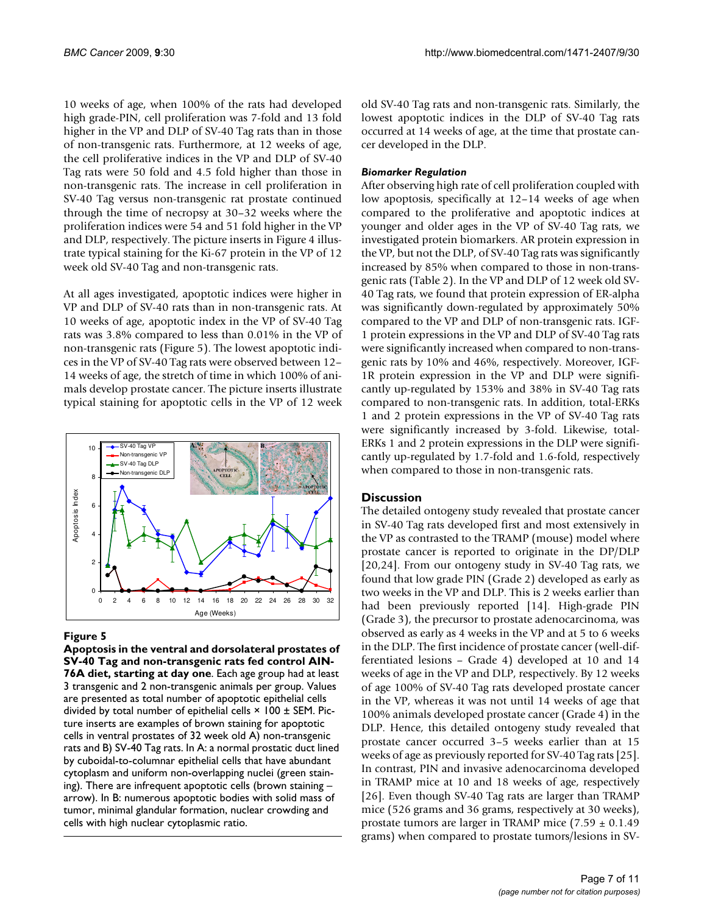10 weeks of age, when 100% of the rats had developed high grade-PIN, cell proliferation was 7-fold and 13 fold higher in the VP and DLP of SV-40 Tag rats than in those of non-transgenic rats. Furthermore, at 12 weeks of age, the cell proliferative indices in the VP and DLP of SV-40 Tag rats were 50 fold and 4.5 fold higher than those in non-transgenic rats. The increase in cell proliferation in SV-40 Tag versus non-transgenic rat prostate continued through the time of necropsy at 30–32 weeks where the proliferation indices were 54 and 51 fold higher in the VP and DLP, respectively. The picture inserts in Figure 4 illustrate typical staining for the Ki-67 protein in the VP of 12 week old SV-40 Tag and non-transgenic rats.

At all ages investigated, apoptotic indices were higher in VP and DLP of SV-40 rats than in non-transgenic rats. At 10 weeks of age, apoptotic index in the VP of SV-40 Tag rats was 3.8% compared to less than 0.01% in the VP of non-transgenic rats (Figure 5). The lowest apoptotic indices in the VP of SV-40 Tag rats were observed between 12–14 weeks of age, the stretch of time in which 100% of animals develop prostate cancer. The picture inserts illustrate typical staining for apoptotic cells in the VP of 12 week old SV-40 Tag rats and non-transgenic rats. Similarly, the lowest apoptotic indices in the DLP of SV-40 Tag rats occurred at 14 weeks of age, at the time that prostate cancer developed in the DLP.

**Figure 5**

**Apoptosis in the ventral and dorsolateral prostates of SV-40 Tag and non-transgenic rats fed control AIN-76A diet, starting at day one**. Each age group had at least 3 transgenic and 2 non-transgenic animals per group. Values are presented as total number of apoptotic epithelial cells divided by total number of epithelial cells × 100 ± SEM. Picture inserts are examples of brown staining for apoptotic cells in ventral prostates of 32 week old A) non-transgenic rats and B) SV-40 Tag rats. In A: a normal prostatic duct lined by cuboidal-to-columnar epithelial cells that have abundant cytoplasm and uniform non-overlapping nuclei (green staining). There are infrequent apoptotic cells (brown staining – arrow). In B: numerous apoptotic bodies with solid mass of tumor, minimal glandular formation, nuclear crowding and cells with high nuclear cytoplasmic ratio.

#### *Biomarker Regulation*

After observing high rate of cell proliferation coupled with low apoptosis, specifically at 12–14 weeks of age when compared to the proliferative and apoptotic indices at younger and older ages in the VP of SV-40 Tag rats, we investigated protein biomarkers. AR protein expression in the VP, but not the DLP, of SV-40 Tag rats was significantly increased by 85% when compared to those in non-transgenic rats (Table 2). In the VP and DLP of 12 week old SV-40 Tag rats, we found that protein expression of ER-alpha was significantly down-regulated by approximately 50% compared to the VP and DLP of non-transgenic rats. IGF-1 protein expressions in the VP and DLP of SV-40 Tag rats were significantly increased when compared to non-transgenic rats by 10% and 46%, respectively. Moreover, IGF-1R protein expression in the VP and DLP were significantly up-regulated by 153% and 38% in SV-40 Tag rats compared to non-transgenic rats. In addition, total-ERKs 1 and 2 protein expressions in the VP of SV-40 Tag rats were significantly increased by 3-fold. Likewise, total-ERKs 1 and 2 protein expressions in the DLP were significantly up-regulated by 1.7-fold and 1.6-fold, respectively when compared to those in non-transgenic rats.

## Discussion

The detailed ontogeny study revealed that prostate cancer in SV-40 Tag rats developed first and most extensively in the VP as contrasted to the TRAMP (mouse) model where prostate cancer is reported to originate in the DP/DLP [20,24]. From our ontogeny study in SV-40 Tag rats, we found that low grade PIN (Grade 2) developed as early as two weeks in the VP and DLP. This is 2 weeks earlier than had been previously reported [14]. High-grade PIN (Grade 3), the precursor to prostate adenocarcinoma, was observed as early as 4 weeks in the VP and at 5 to 6 weeks in the DLP. The first incidence of prostate cancer (well-differentiated lesions – Grade 4) developed at 10 and 14 weeks of age in the VP and DLP, respectively. By 12 weeks of age 100% of SV-40 Tag rats developed prostate cancer in the VP, whereas it was not until 14 weeks of age that 100% animals developed prostate cancer (Grade 4) in the DLP. Hence, this detailed ontogeny study revealed that prostate cancer occurred 3–5 weeks earlier than at 15 weeks of age as previously reported for SV-40 Tag rats [25]. In contrast, PIN and invasive adenocarcinoma developed in TRAMP mice at 10 and 18 weeks of age, respectively [26]. Even though SV-40 Tag rats are larger than TRAMP mice (526 grams and 36 grams, respectively at 30 weeks), prostate tumors are larger in TRAMP mice (7.59 ± 0.1.49 grams) when compared to prostate tumors/lesions in SV-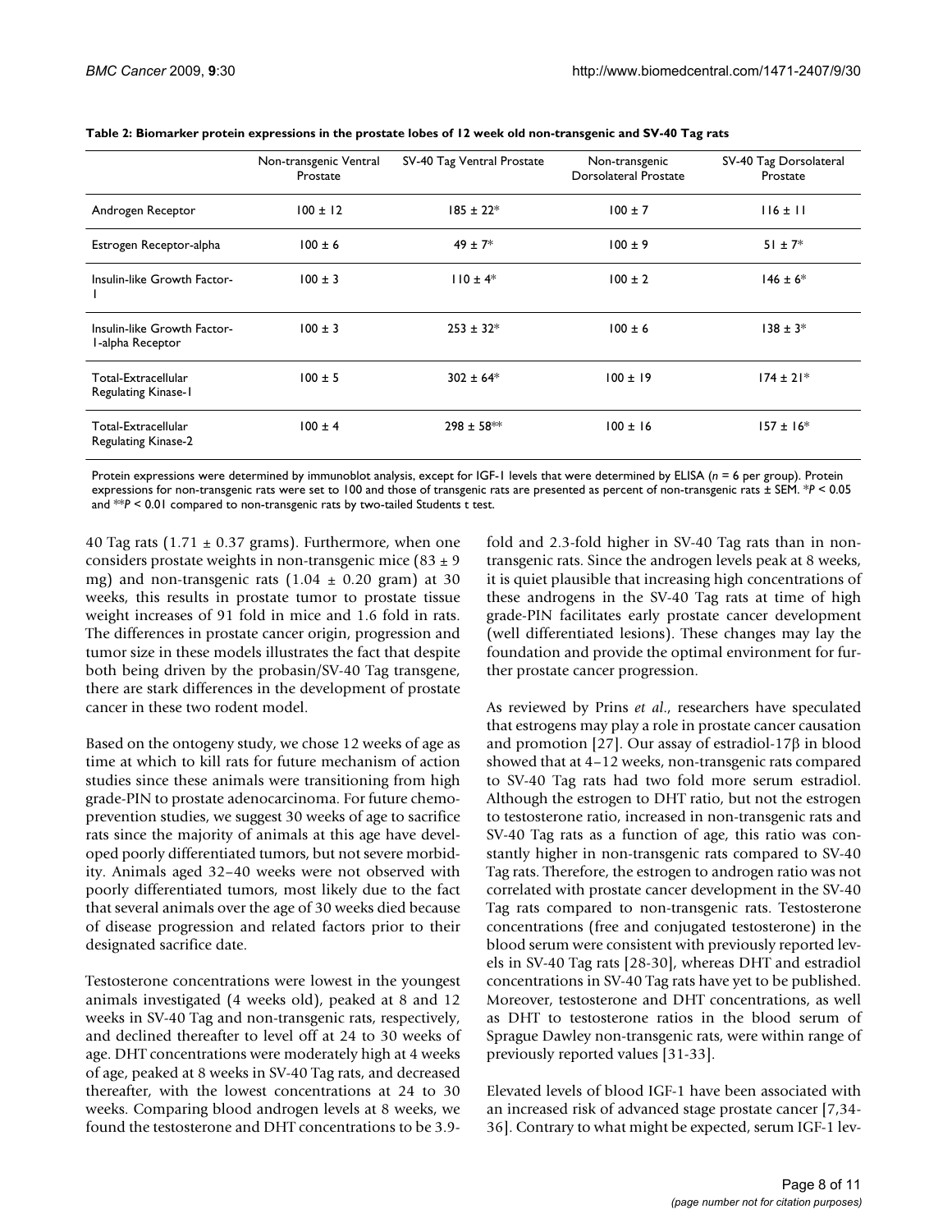**Table 2: Biomarker protein expressions in the prostate lobes of 12 week old non-transgenic and SV-40 Tag rats**

| | Non-transgenic Ventral Prostate | SV-40 Tag Ventral Prostate | Non-transgenic Dorsolateral Prostate | SV-40 Tag Dorsolateral Prostate |
|---|---|---|---|---|
| Androgen Receptor | 100 ± 12 | 185 ± 22* | 100 ± 7 | 116 ± 11 |
| Estrogen Receptor-alpha | 100 ± 6 | 49 ± 7* | 100 ± 9 | 51 ± 7* |
| Insulin-like Growth Factor-I | 100 ± 3 | 110 ± 4* | 100 ± 2 | 146 ± 6* |
| Insulin-like Growth Factor-1-alpha Receptor | 100 ± 3 | 253 ± 32* | 100 ± 6 | 138 ± 3* |
| Total-Extracellular Regulating Kinase-1 | 100 ± 5 | 302 ± 64* | 100 ± 19 | 174 ± 21* |
| Total-Extracellular Regulating Kinase-2 | 100 ± 4 | 298 ± 58** | 100 ± 16 | 157 ± 16* |

Protein expressions were determined by immunoblot analysis, except for IGF-1 levels that were determined by ELISA ($n = 6$ per group). Protein expressions for non-transgenic rats were set to 100 and those of transgenic rats are presented as percent of non-transgenic rats ± SEM. *$P < 0.05$ and **$P < 0.01$ compared to non-transgenic rats by two-tailed Students t test.

40 Tag rats (1.71 ± 0.37 grams). Furthermore, when one considers prostate weights in non-transgenic mice (83 ± 9 mg) and non-transgenic rats (1.04 ± 0.20 gram) at 30 weeks, this results in prostate tumor to prostate tissue weight increases of 91 fold in mice and 1.6 fold in rats. The differences in prostate cancer origin, progression and tumor size in these models illustrates the fact that despite both being driven by the probasin/SV-40 Tag transgene, there are stark differences in the development of prostate cancer in these two rodent model.

Based on the ontogeny study, we chose 12 weeks of age as time at which to kill rats for future mechanism of action studies since these animals were transitioning from high grade-PIN to prostate adenocarcinoma. For future chemoprevention studies, we suggest 30 weeks of age to sacrifice rats since the majority of animals at this age have developed poorly differentiated tumors, but not severe morbidity. Animals aged 32–40 weeks were not observed with poorly differentiated tumors, most likely due to the fact that several animals over the age of 30 weeks died because of disease progression and related factors prior to their designated sacrifice date.

Testosterone concentrations were lowest in the youngest animals investigated (4 weeks old), peaked at 8 and 12 weeks in SV-40 Tag and non-transgenic rats, respectively, and declined thereafter to level off at 24 to 30 weeks of age. DHT concentrations were moderately high at 4 weeks of age, peaked at 8 weeks in SV-40 Tag rats, and decreased thereafter, with the lowest concentrations at 24 to 30 weeks. Comparing blood androgen levels at 8 weeks, we found the testosterone and DHT concentrations to be 3.9-fold and 2.3-fold higher in SV-40 Tag rats than in non-transgenic rats. Since the androgen levels peak at 8 weeks, it is quiet plausible that increasing high concentrations of these androgens in the SV-40 Tag rats at time of high grade-PIN facilitates early prostate cancer development (well differentiated lesions). These changes may lay the foundation and provide the optimal environment for further prostate cancer progression.

As reviewed by Prins *et al*., researchers have speculated that estrogens may play a role in prostate cancer causation and promotion [27]. Our assay of estradiol-17β in blood showed that at 4–12 weeks, non-transgenic rats compared to SV-40 Tag rats had two fold more serum estradiol. Although the estrogen to DHT ratio, but not the estrogen to testosterone ratio, increased in non-transgenic rats and SV-40 Tag rats as a function of age, this ratio was constantly higher in non-transgenic rats compared to SV-40 Tag rats. Therefore, the estrogen to androgen ratio was not correlated with prostate cancer development in the SV-40 Tag rats compared to non-transgenic rats. Testosterone concentrations (free and conjugated testosterone) in the blood serum were consistent with previously reported levels in SV-40 Tag rats [28-30], whereas DHT and estradiol concentrations in SV-40 Tag rats have yet to be published. Moreover, testosterone and DHT concentrations, as well as DHT to testosterone ratios in the blood serum of Sprague Dawley non-transgenic rats, were within range of previously reported values [31-33].

Elevated levels of blood IGF-1 have been associated with an increased risk of advanced stage prostate cancer [7,34-36]. Contrary to what might be expected, serum IGF-1 lev-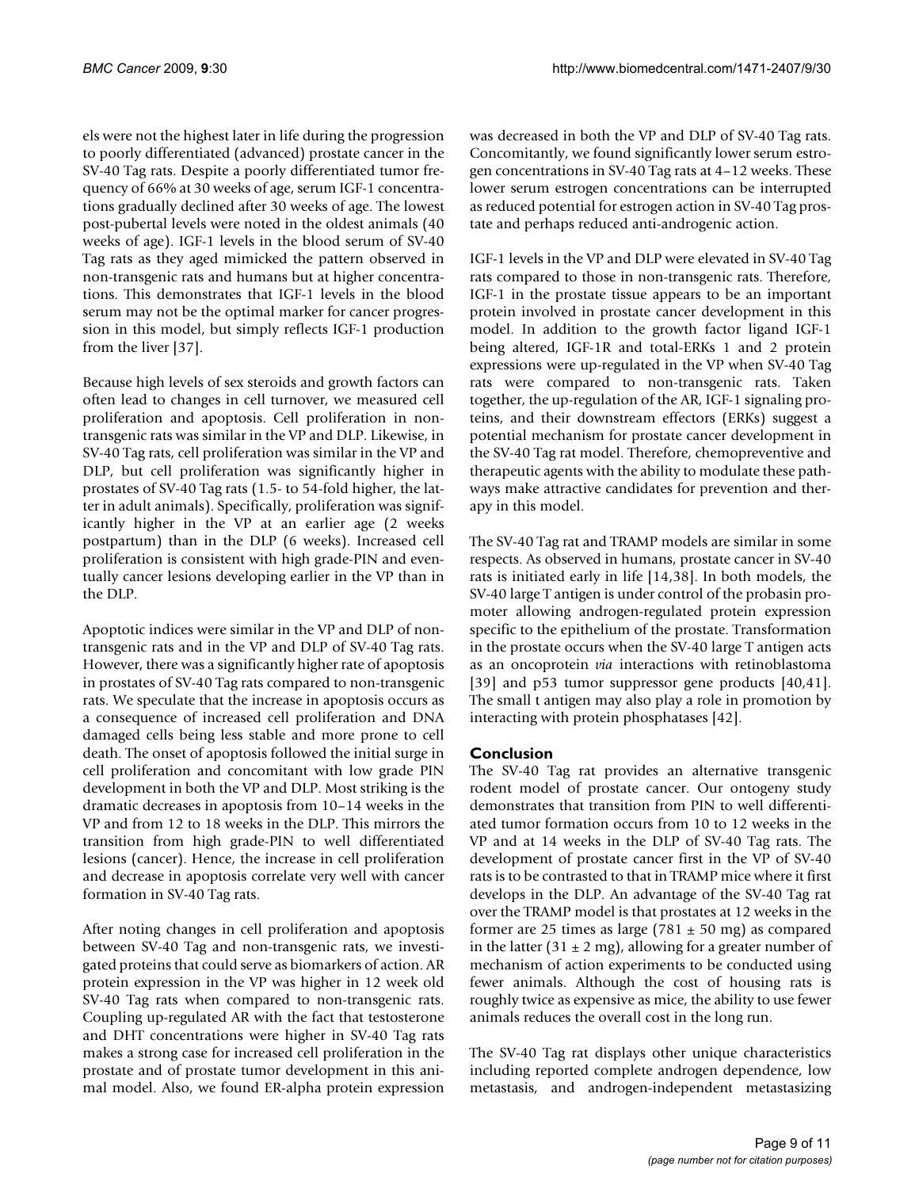els were not the highest later in life during the progression to poorly differentiated (advanced) prostate cancer in the SV-40 Tag rats. Despite a poorly differentiated tumor frequency of 66% at 30 weeks of age, serum IGF-1 concentrations gradually declined after 30 weeks of age. The lowest post-pubertal levels were noted in the oldest animals (40 weeks of age). IGF-1 levels in the blood serum of SV-40 Tag rats as they aged mimicked the pattern observed in non-transgenic rats and humans but at higher concentrations. This demonstrates that IGF-1 levels in the blood serum may not be the optimal marker for cancer progression in this model, but simply reflects IGF-1 production from the liver [37].

Because high levels of sex steroids and growth factors can often lead to changes in cell turnover, we measured cell proliferation and apoptosis. Cell proliferation in non-transgenic rats was similar in the VP and DLP. Likewise, in SV-40 Tag rats, cell proliferation was similar in the VP and DLP, but cell proliferation was significantly higher in prostates of SV-40 Tag rats (1.5- to 54-fold higher, the latter in adult animals). Specifically, proliferation was significantly higher in the VP at an earlier age (2 weeks postpartum) than in the DLP (6 weeks). Increased cell proliferation is consistent with high grade-PIN and eventually cancer lesions developing earlier in the VP than in the DLP.

Apoptotic indices were similar in the VP and DLP of non-transgenic rats and in the VP and DLP of SV-40 Tag rats. However, there was a significantly higher rate of apoptosis in prostates of SV-40 Tag rats compared to non-transgenic rats. We speculate that the increase in apoptosis occurs as a consequence of increased cell proliferation and DNA damaged cells being less stable and more prone to cell death. The onset of apoptosis followed the initial surge in cell proliferation and concomitant with low grade PIN development in both the VP and DLP. Most striking is the dramatic decreases in apoptosis from 10–14 weeks in the VP and from 12 to 18 weeks in the DLP. This mirrors the transition from high grade-PIN to well differentiated lesions (cancer). Hence, the increase in cell proliferation and decrease in apoptosis correlate very well with cancer formation in SV-40 Tag rats.

After noting changes in cell proliferation and apoptosis between SV-40 Tag and non-transgenic rats, we investigated proteins that could serve as biomarkers of action. AR protein expression in the VP was higher in 12 week old SV-40 Tag rats when compared to non-transgenic rats. Coupling up-regulated AR with the fact that testosterone and DHT concentrations were higher in SV-40 Tag rats makes a strong case for increased cell proliferation in the prostate and of prostate tumor development in this animal model. Also, we found ER-alpha protein expression was decreased in both the VP and DLP of SV-40 Tag rats. Concomitantly, we found significantly lower serum estrogen concentrations in SV-40 Tag rats at 4–12 weeks. These lower serum estrogen concentrations can be interrupted as reduced potential for estrogen action in SV-40 Tag prostate and perhaps reduced anti-androgenic action.

IGF-1 levels in the VP and DLP were elevated in SV-40 Tag rats compared to those in non-transgenic rats. Therefore, IGF-1 in the prostate tissue appears to be an important protein involved in prostate cancer development in this model. In addition to the growth factor ligand IGF-1 being altered, IGF-1R and total-ERKs 1 and 2 protein expressions were up-regulated in the VP when SV-40 Tag rats were compared to non-transgenic rats. Taken together, the up-regulation of the AR, IGF-1 signaling proteins, and their downstream effectors (ERKs) suggest a potential mechanism for prostate cancer development in the SV-40 Tag rat model. Therefore, chemopreventive and therapeutic agents with the ability to modulate these pathways make attractive candidates for prevention and therapy in this model.

The SV-40 Tag rat and TRAMP models are similar in some respects. As observed in humans, prostate cancer in SV-40 rats is initiated early in life [14,38]. In both models, the SV-40 large T antigen is under control of the probasin promoter allowing androgen-regulated protein expression specific to the epithelium of the prostate. Transformation in the prostate occurs when the SV-40 large T antigen acts as an oncoprotein *via* interactions with retinoblastoma [39] and p53 tumor suppressor gene products [40,41]. The small t antigen may also play a role in promotion by interacting with protein phosphatases [42].

## Conclusion

The SV-40 Tag rat provides an alternative transgenic rodent model of prostate cancer. Our ontogeny study demonstrates that transition from PIN to well differentiated tumor formation occurs from 10 to 12 weeks in the VP and at 14 weeks in the DLP of SV-40 Tag rats. The development of prostate cancer first in the VP of SV-40 rats is to be contrasted to that in TRAMP mice where it first develops in the DLP. An advantage of the SV-40 Tag rat over the TRAMP model is that prostates at 12 weeks in the former are 25 times as large (781 ± 50 mg) as compared in the latter (31 ± 2 mg), allowing for a greater number of mechanism of action experiments to be conducted using fewer animals. Although the cost of housing rats is roughly twice as expensive as mice, the ability to use fewer animals reduces the overall cost in the long run.

The SV-40 Tag rat displays other unique characteristics including reported complete androgen dependence, low metastasis, and androgen-independent metastasizing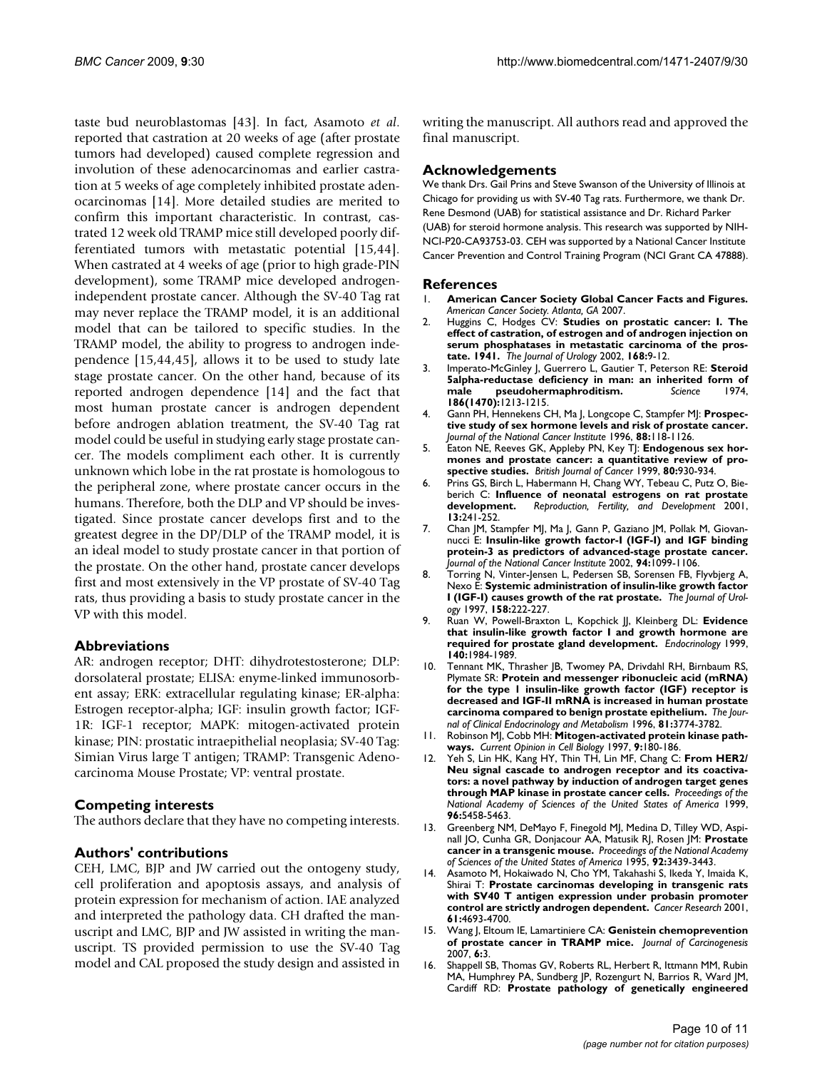taste bud neuroblastomas [43]. In fact, Asamoto *et al*. reported that castration at 20 weeks of age (after prostate tumors had developed) caused complete regression and involution of these adenocarcinomas and earlier castration at 5 weeks of age completely inhibited prostate adenocarcinomas [14]. More detailed studies are merited to confirm this important characteristic. In contrast, castrated 12 week old TRAMP mice still developed poorly differentiated tumors with metastatic potential [15,44]. When castrated at 4 weeks of age (prior to high grade-PIN development), some TRAMP mice developed androgen-independent prostate cancer. Although the SV-40 Tag rat may never replace the TRAMP model, it is an additional model that can be tailored to specific studies. In the TRAMP model, the ability to progress to androgen independence [15,44,45], allows it to be used to study late stage prostate cancer. On the other hand, because of its reported androgen dependence [14] and the fact that most human prostate cancer is androgen dependent before androgen ablation treatment, the SV-40 Tag rat model could be useful in studying early stage prostate cancer. The models compliment each other. It is currently unknown which lobe in the rat prostate is homologous to the peripheral zone, where prostate cancer occurs in the humans. Therefore, both the DLP and VP should be investigated. Since prostate cancer develops first and to the greatest degree in the DP/DLP of the TRAMP model, it is an ideal model to study prostate cancer in that portion of the prostate. On the other hand, prostate cancer develops first and most extensively in the VP prostate of SV-40 Tag rats, thus providing a basis to study prostate cancer in the VP with this model.

## Abbreviations

AR: androgen receptor; DHT: dihydrotestosterone; DLP: dorsolateral prostate; ELISA: enyme-linked immunosorbent assay; ERK: extracellular regulating kinase; ER-alpha: Estrogen receptor-alpha; IGF: insulin growth factor; IGF-1R: IGF-1 receptor; MAPK: mitogen-activated protein kinase; PIN: prostatic intraepithelial neoplasia; SV-40 Tag: Simian Virus large T antigen; TRAMP: Transgenic Adenocarcinoma Mouse Prostate; VP: ventral prostate.

## Competing interests

The authors declare that they have no competing interests.

## Authors' contributions

CEH, LMC, BJP and JW carried out the ontogeny study, cell proliferation and apoptosis assays, and analysis of protein expression for mechanism of action. IAE analyzed and interpreted the pathology data. CH drafted the manuscript and LMC, BJP and JW assisted in writing the manuscript. TS provided permission to use the SV-40 Tag model and CAL proposed the study design and assisted in writing the manuscript. All authors read and approved the final manuscript.

## Acknowledgements

We thank Drs. Gail Prins and Steve Swanson of the University of Illinois at Chicago for providing us with SV-40 Tag rats. Furthermore, we thank Dr. Rene Desmond (UAB) for statistical assistance and Dr. Richard Parker (UAB) for steroid hormone analysis. This research was supported by NIH-NCI-P20-CA93753-03. CEH was supported by a National Cancer Institute Cancer Prevention and Control Training Program (NCI Grant CA 47888).

## References

1. **American Cancer Society Global Cancer Facts and Figures.** *American Cancer Society. Atlanta, GA* 2007.
2. Huggins C, Hodges CV: **Studies on prostatic cancer: I. The effect of castration, of estrogen and of androgen injection on serum phosphatases in metastatic carcinoma of the prostate. 1941.** *The Journal of Urology* 2002, **168:**9-12.
3. Imperato-McGinley J, Guerrero L, Gautier T, Peterson RE: **Steroid 5alpha-reductase deficiency in man: an inherited form of male pseudohermaphroditism.** *Science* 1974, **186(1470):**1213-1215.
4. Gann PH, Hennekens CH, Ma J, Longcope C, Stampfer MJ: **Prospective study of sex hormone levels and risk of prostate cancer.** *Journal of the National Cancer Institute* 1996, **88:**118-1126.
5. Eaton NE, Reeves GK, Appleby PN, Key TJ: **Endogenous sex hormones and prostate cancer: a quantitative review of prospective studies.** *British Journal of Cancer* 1999, **80:**930-934.
6. Prins GS, Birch L, Habermann H, Chang WY, Tebeau C, Putz O, Bieberich C: **Influence of neonatal estrogens on rat prostate development.** *Reproduction, Fertility, and Development* 2001, **13:**241-252.
7. Chan JM, Stampfer MJ, Ma J, Gann P, Gaziano JM, Pollak M, Giovannucci E: **Insulin-like growth factor-I (IGF-I) and IGF binding protein-3 as predictors of advanced-stage prostate cancer.** *Journal of the National Cancer Institute* 2002, **94:**1099-1106.
8. Torring N, Vinter-Jensen L, Pedersen SB, Sorensen FB, Flyvbjerg A, Nexo E: **Systemic administration of insulin-like growth factor I (IGF-I) causes growth of the rat prostate.** *The Journal of Urology* 1997, **158:**222-227.
9. Ruan W, Powell-Braxton L, Kopchick JJ, Kleinberg DL: **Evidence that insulin-like growth factor I and growth hormone are required for prostate gland development.** *Endocrinology* 1999, **140:**1984-1989.
10. Tennant MK, Thrasher JB, Twomey PA, Drivdahl RH, Birnbaum RS, Plymate SR: **Protein and messenger ribonucleic acid (mRNA) for the type 1 insulin-like growth factor (IGF) receptor is decreased and IGF-II mRNA is increased in human prostate carcinoma compared to benign prostate epithelium.** *The Journal of Clinical Endocrinology and Metabolism* 1996, **81:**3774-3782.
11. Robinson MJ, Cobb MH: **Mitogen-activated protein kinase pathways.** *Current Opinion in Cell Biology* 1997, **9:**180-186.
12. Yeh S, Lin HK, Kang HY, Thin TH, Lin MF, Chang C: **From HER2/Neu signal cascade to androgen receptor and its coactivators: a novel pathway by induction of androgen target genes through MAP kinase in prostate cancer cells.** *Proceedings of the National Academy of Sciences of the United States of America* 1999, **96:**5458-5463.
13. Greenberg NM, DeMayo F, Finegold MJ, Medina D, Tilley WD, Aspinall JO, Cunha GR, Donjacour AA, Matusik RJ, Rosen JM: **Prostate cancer in a transgenic mouse.** *Proceedings of the National Academy of Sciences of the United States of America* 1995, **92:**3439-3443.
14. Asamoto M, Hokaiwado N, Cho YM, Takahashi S, Ikeda Y, Imaida K, Shirai T: **Prostate carcinomas developing in transgenic rats with SV40 T antigen expression under probasin promoter control are strictly androgen dependent.** *Cancer Research* 2001, **61:**4693-4700.
15. Wang J, Eltoum IE, Lamartiniere CA: **Genistein chemoprevention of prostate cancer in TRAMP mice.** *Journal of Carcinogenesis* 2007, **6:**3.
16. Shappell SB, Thomas GV, Roberts RL, Herbert R, Ittmann MM, Rubin MA, Humphrey PA, Sundberg JP, Rozengurt N, Barrios R, Ward JM, Cardiff RD: **Prostate pathology of genetically engineered**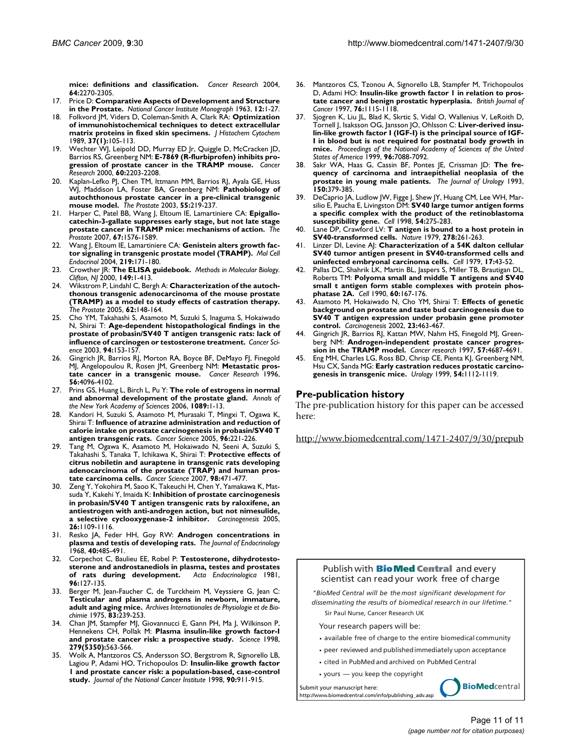mice: definitions and classification. *Cancer Research* 2004, **64:**2270-2305.

17. Price D: **Comparative Aspects of Development and Structure in the Prostate.** *National Cancer Institute Monograph* 1963, **12:**1-27.
18. Folkvord JM, Viders D, Coleman-Smith A, Clark RA: **Optimization of immunohistochemical techniques to detect extracellular matrix proteins in fixed skin specimens.** *J Histochem Cytochem* 1989, **37(1):**105-113.
19. Wechter WJ, Leipold DD, Murray ED Jr, Quiggle D, McCracken JD, Barrios RS, Greenberg NM: **E-7869 (R-flurbiprofen) inhibits progression of prostate cancer in the TRAMP mouse.** *Cancer Research* 2000, **60:**2203-2208.
20. Kaplan-Lefko PJ, Chen TM, Ittmann MM, Barrios RJ, Ayala GE, Huss WJ, Maddison LA, Foster BA, Greenberg NM: **Pathobiology of autochthonous prostate cancer in a pre-clinical transgenic mouse model.** *The Prostate* 2003, **55:**219-237.
21. Harper C, Patel BB, Wang J, Eltoum IE, Lamartiniere CA: **Epigallocatechin-3-gallate suppresses early stage, but not late stage prostate cancer in TRAMP mice: mechanisms of action.** *The Prostate* 2007, **67:**1576-1589.
22. Wang J, Eltoum IE, Lamartiniere CA: **Genistein alters growth factor signaling in transgenic prostate model (TRAMP).** *Mol Cell Endocrinol* 2004, **219:**171-180.
23. Crowther JR: **The ELISA guidebook.** *Methods in Molecular Biology. Clifton, NJ* 2000, **149:**1-413.
24. Wikstrom P, Lindahl C, Bergh A: **Characterization of the autochthonous transgenic adenocarcinoma of the mouse prostate (TRAMP) as a model to study effects of castration therapy.** *The Prostate* 2005, **62:**148-164.
25. Cho YM, Takahashi S, Asamoto M, Suzuki S, Inaguma S, Hokaiwado N, Shirai T: **Age-dependent histopathological findings in the prostate of probasin/SV40 T antigen transgenic rats: lack of influence of carcinogen or testosterone treatment.** *Cancer Science* 2003, **94:**153-157.
26. Gingrich JR, Barrios RJ, Morton RA, Boyce BF, DeMayo FJ, Finegold MJ, Angelopoulou R, Rosen JM, Greenberg NM: **Metastatic prostate cancer in a transgenic mouse.** *Cancer Research* 1996, **56:**4096-4102.
27. Prins GS, Huang L, Birch L, Pu Y: **The role of estrogens in normal and abnormal development of the prostate gland.** *Annals of the New York Academy of Sciences* 2006, **1089:**1-13.
28. Kandori H, Suzuki S, Asamoto M, Murasaki T, Mingxi T, Ogawa K, Shirai T: **Influence of atrazine administration and reduction of calorie intake on prostate carcinogenesis in probasin/SV40 T antigen transgenic rats.** *Cancer Science* 2005, **96:**221-226.
29. Tang M, Ogawa K, Asamoto M, Hokaiwado N, Seeni A, Suzuki S, Takahashi S, Tanaka T, Ichikawa K, Shirai T: **Protective effects of citrus nobiletin and auraptene in transgenic rats developing adenocarcinoma of the prostate (TRAP) and human prostate carcinoma cells.** *Cancer Science* 2007, **98:**471-477.
30. Zeng Y, Yokohira M, Saoo K, Takeuchi H, Chen Y, Yamakawa K, Matsuda Y, Kakehi Y, Imaida K: **Inhibition of prostate carcinogenesis in probasin/SV40 T antigen transgenic rats by raloxifene, an antiestrogen with anti-androgen action, but not nimesulide, a selective cyclooxygenase-2 inhibitor.** *Carcinogenesis* 2005, **26:**1109-1116.
31. Resko JA, Feder HH, Goy RW: **Androgen concentrations in plasma and testis of developing rats.** *The Journal of Endocrinology* 1968, **40:**485-491.
32. Corpechot C, Baulieu EE, Robel P: **Testosterone, dihydrotestosterone and androstanediols in plasma, testes and prostates of rats during development.** *Acta Endocrinologica* 1981, **96:**127-135.
33. Berger M, Jean-Faucher C, de Turckheim M, Veyssiere G, Jean C: **Testicular and plasma androgens in newborn, immature, adult and aging mice.** *Archives Internationales de Physiologie et de Biochimie* 1975, **83:**239-253.
34. Chan JM, Stampfer MJ, Giovannucci E, Gann PH, Ma J, Wilkinson P, Hennekens CH, Pollak M: **Plasma insulin-like growth factor-I and prostate cancer risk: a prospective study.** *Science* 1998, **279(5350):**563-566.
35. Wolk A, Mantzoros CS, Andersson SO, Bergstrom R, Signorello LB, Lagiou P, Adami HO, Trichopoulos D: **Insulin-like growth factor 1 and prostate cancer risk: a population-based, case-control study.** *Journal of the National Cancer Institute* 1998, **90:**911-915.
36. Mantzoros CS, Tzonou A, Signorello LB, Stampfer M, Trichopoulos D, Adami HO: **Insulin-like growth factor 1 in relation to prostate cancer and benign prostatic hyperplasia.** *British Journal of Cancer* 1997, **76:**1115-1118.
37. Sjogren K, Liu JL, Blad K, Skrtic S, Vidal O, Wallenius V, LeRoith D, Tornell J, Isaksson OG, Jansson JO, Ohlsson C: **Liver-derived insulin-like growth factor I (IGF-I) is the principal source of IGF-I in blood but is not required for postnatal body growth in mice.** *Proceedings of the National Academy of Sciences of the United States of America* 1999, **96:**7088-7092.
38. Sakr WA, Haas G, Cassin BF, Pontes JE, Crissman JD: **The frequency of carcinoma and intraepithelial neoplasia of the prostate in young male patients.** *The Journal of Urology* 1993, **150:**379-385.
39. DeCaprio JA, Ludlow JW, Figge J, Shew JY, Huang CM, Lee WH, Marsilio E, Paucha E, Livingston DM: **SV40 large tumor antigen forms a specific complex with the product of the retinoblastoma susceptibility gene.** *Cell* 1998, **54:**275-283.
40. Lane DP, Crawford LV: **T antigen is bound to a host protein in SV40-transformed cells.** *Nature* 1979, **278:**261-263.
41. Linzer DI, Levine AJ: **Characterization of a 54K dalton cellular SV40 tumor antigen present in SV40-transformed cells and uninfected embryonal carcinoma cells.** *Cell* 1979, **17:**43-52.
42. Pallas DC, Shahrik LK, Martin BL, Jaspers S, Miller TB, Brautigan DL, Roberts TM: **Polyoma small and middle T antigens and SV40 small t antigen form stable complexes with protein phosphatase 2A.** *Cell* 1990, **60:**167-176.
43. Asamoto M, Hokaiwado N, Cho YM, Shirai T: **Effects of genetic background on prostate and taste bud carcinogenesis due to SV40 T antigen expression under probasin gene promoter control.** *Carcinogenesis* 2002, **23:**463-467.
44. Gingrich JR, Barrios RJ, Kattan MW, Nahm HS, Finegold MJ, Greenberg NM: **Androgen-independent prostate cancer progression in the TRAMP model.** *Cancer research* 1997, **57:**4687-4691.
45. Eng MH, Charles LG, Ross BD, Chrisp CE, Pienta KJ, Greenberg NM, Hsu CX, Sanda MG: **Early castration reduces prostatic carcinogenesis in transgenic mice.** *Urology* 1999, **54:**1112-1119.

## Pre-publication history

The pre-publication history for this paper can be accessed here:

http://www.biomedcentral.com/1471-2407/9/30/prepub

Publish with **BioMed Central** and every scientist can read your work free of charge

*"BioMed Central will be the most significant development for disseminating the results of biomedical research in our lifetime."*

Sir Paul Nurse, Cancer Research UK

Your research papers will be:

- available free of charge to the entire biomedical community
- peer reviewed and published immediately upon acceptance
- cited in PubMed and archived on PubMed Central
- yours — you keep the copyright

Submit your manuscript here:
http://www.biomedcentral.com/info/publishing_adv.asp

BioMedcentral